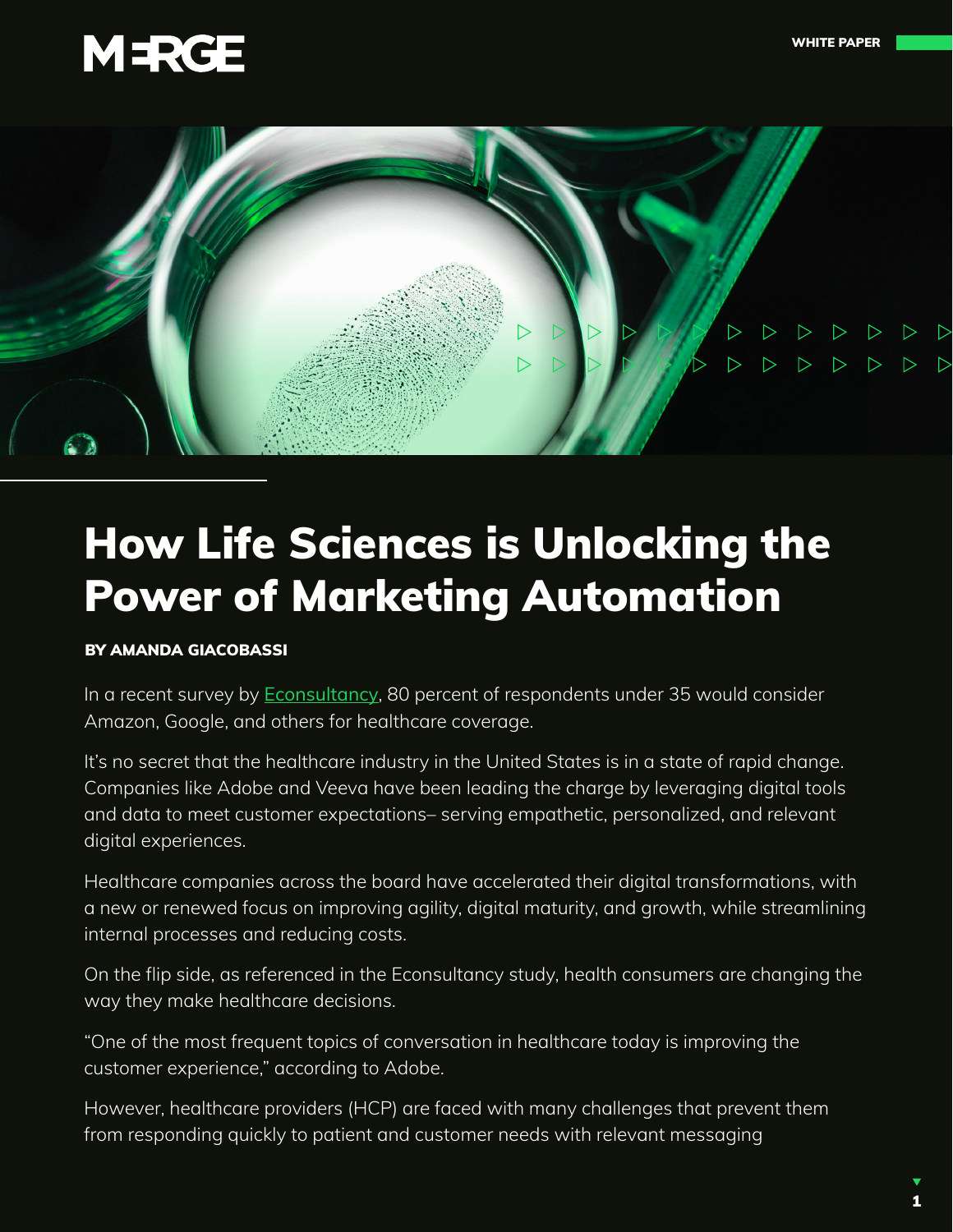MERGE

WHITE PAPER

# How Life Sciences is Unlocking the Power of Marketing Automation

**BY AMANDA GIACOBASSI**

In a recent survey by Econsultancy, 80 percent of respondents under 35 would consider Amazon, Google, and others for healthcare coverage.

It's no secret that the healthcare industry in the United States is in a state of rapid change. Companies like Adobe and Veeva have been leading the charge by leveraging digital tools and data to meet customer expectations– serving empathetic, personalized, and relevant digital experiences.

Healthcare companies across the board have accelerated their digital transformations, with a new or renewed focus on improving agility, digital maturity, and growth, while streamlining internal processes and reducing costs.

On the flip side, as referenced in the Econsultancy study, health consumers are changing the way they make healthcare decisions.

"One of the most frequent topics of conversation in healthcare today is improving the customer experience," according to Adobe.

However, healthcare providers (HCP) are faced with many challenges that prevent them from responding quickly to patient and customer needs with relevant messaging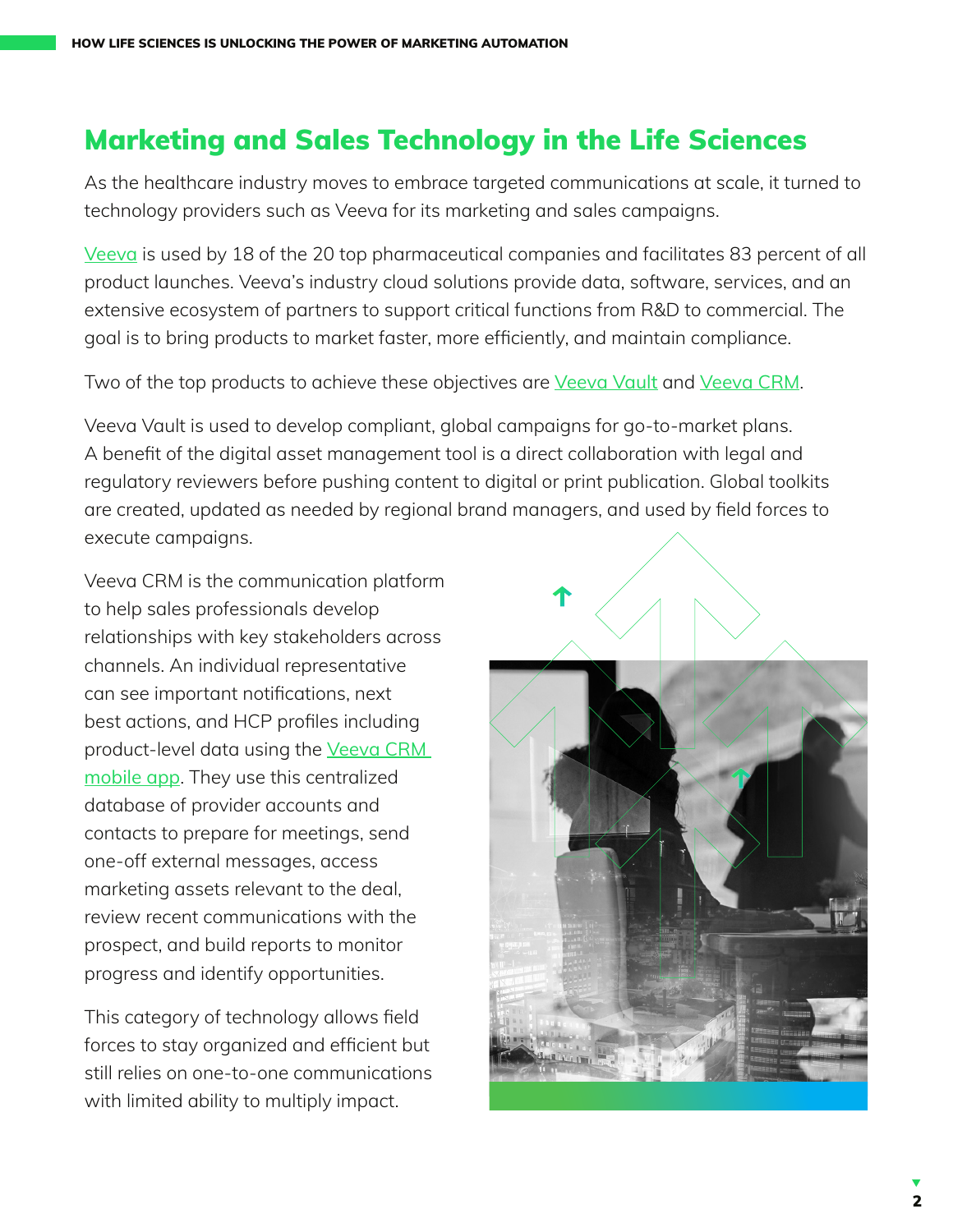## Marketing and Sales Technology in the Life Sciences

As the healthcare industry moves to embrace targeted communications at scale, it turned to technology providers such as Veeva for its marketing and sales campaigns.

Veeva is used by 18 of the 20 top pharmaceutical companies and facilitates 83 percent of all product launches. Veeva's industry cloud solutions provide data, software, services, and an extensive ecosystem of partners to support critical functions from R&D to commercial. The goal is to bring products to market faster, more efficiently, and maintain compliance.

Two of the top products to achieve these objectives are Veeva Vault and Veeva CRM.

Veeva Vault is used to develop compliant, global campaigns for go-to-market plans. A benefit of the digital asset management tool is a direct collaboration with legal and regulatory reviewers before pushing content to digital or print publication. Global toolkits are created, updated as needed by regional brand managers, and used by field forces to execute campaigns.

Veeva CRM is the communication platform to help sales professionals develop relationships with key stakeholders across channels. An individual representative can see important notifications, next best actions, and HCP profiles including product-level data using the Veeva CRM mobile app. They use this centralized database of provider accounts and contacts to prepare for meetings, send one-off external messages, access marketing assets relevant to the deal, review recent communications with the prospect, and build reports to monitor progress and identify opportunities.

This category of technology allows field forces to stay organized and efficient but still relies on one-to-one communications with limited ability to multiply impact.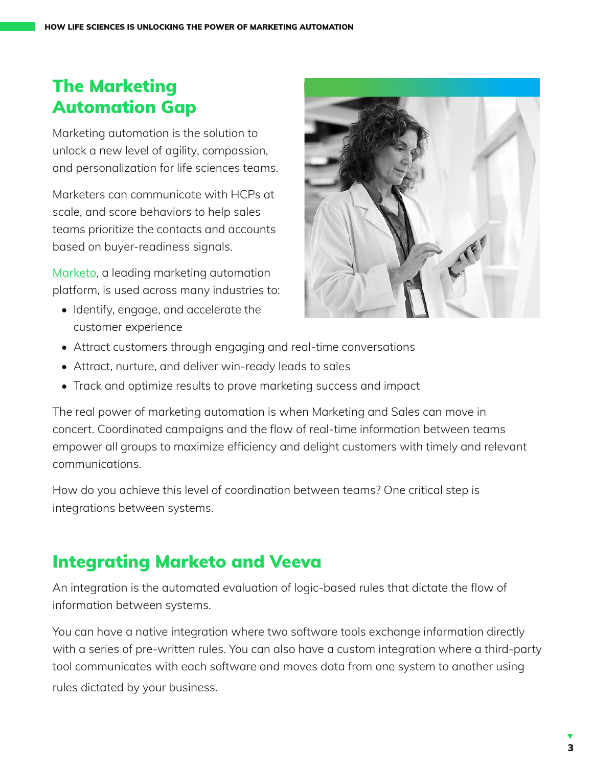## The Marketing Automation Gap

Marketing automation is the solution to unlock a new level of agility, compassion, and personalization for life sciences teams.

Marketers can communicate with HCPs at scale, and score behaviors to help sales teams prioritize the contacts and accounts based on buyer-readiness signals.

Marketo, a leading marketing automation platform, is used across many industries to:

- Identify, engage, and accelerate the customer experience
- Attract customers through engaging and real-time conversations
- Attract, nurture, and deliver win-ready leads to sales
- Track and optimize results to prove marketing success and impact

The real power of marketing automation is when Marketing and Sales can move in concert. Coordinated campaigns and the flow of real-time information between teams empower all groups to maximize efficiency and delight customers with timely and relevant communications.

How do you achieve this level of coordination between teams? One critical step is integrations between systems.

## Integrating Marketo and Veeva

An integration is the automated evaluation of logic-based rules that dictate the flow of information between systems.

You can have a native integration where two software tools exchange information directly with a series of pre-written rules. You can also have a custom integration where a third-party tool communicates with each software and moves data from one system to another using rules dictated by your business.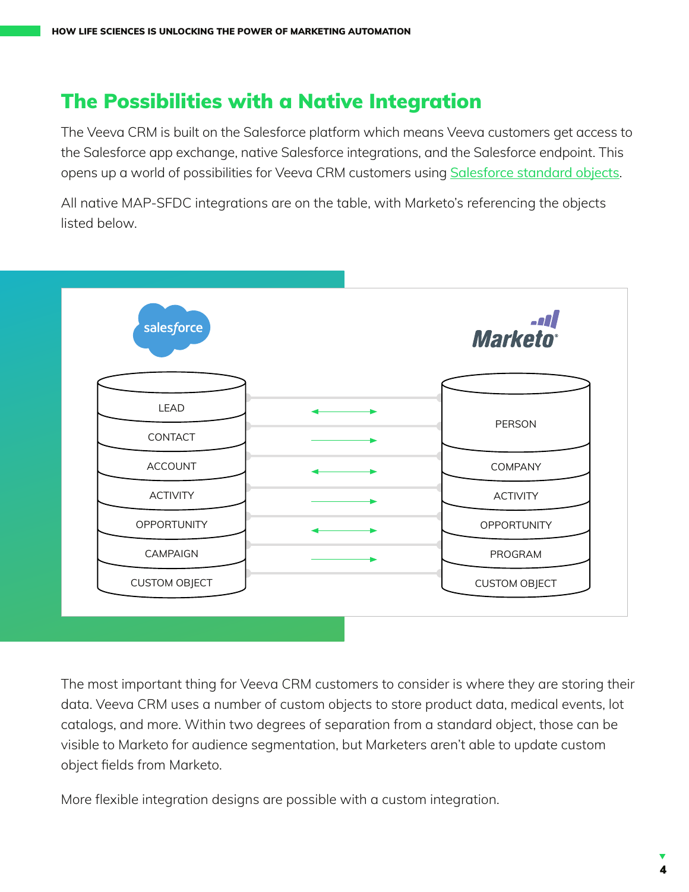## The Possibilities with a Native Integration

The Veeva CRM is built on the Salesforce platform which means Veeva customers get access to the Salesforce app exchange, native Salesforce integrations, and the Salesforce endpoint. This opens up a world of possibilities for Veeva CRM customers using Salesforce standard objects.

All native MAP-SFDC integrations are on the table, with Marketo's referencing the objects listed below.

| salesforce | | Marketo |
|---|---|---|
| LEAD | ↔ | PERSON |
| CONTACT | → | PERSON |
| ACCOUNT | ↔ | COMPANY |
| ACTIVITY | → | ACTIVITY |
| OPPORTUNITY | ↔ | OPPORTUNITY |
| CAMPAIGN | → | PROGRAM |
| CUSTOM OBJECT | | CUSTOM OBJECT |

The most important thing for Veeva CRM customers to consider is where they are storing their data. Veeva CRM uses a number of custom objects to store product data, medical events, lot catalogs, and more. Within two degrees of separation from a standard object, those can be visible to Marketo for audience segmentation, but Marketers aren't able to update custom object fields from Marketo.

More flexible integration designs are possible with a custom integration.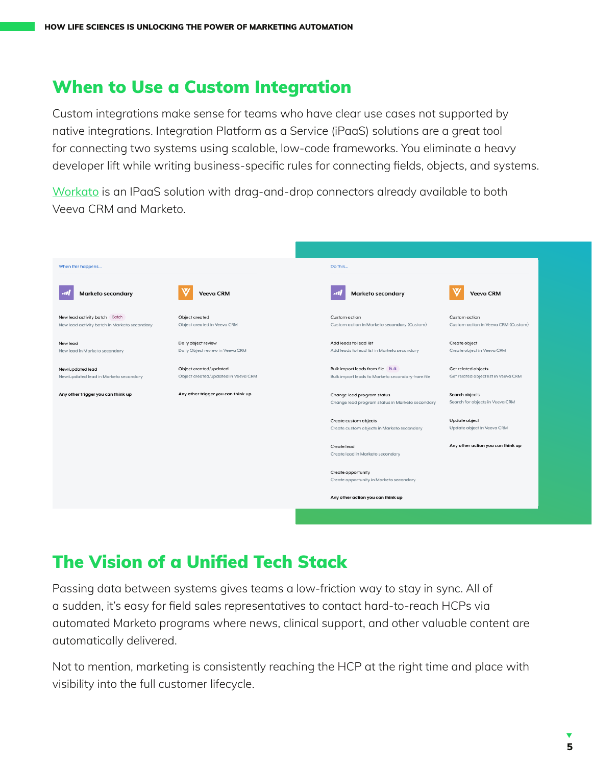## When to Use a Custom Integration

Custom integrations make sense for teams who have clear use cases not supported by native integrations. Integration Platform as a Service (iPaaS) solutions are a great tool for connecting two systems using scalable, low-code frameworks. You eliminate a heavy developer lift while writing business-specific rules for connecting fields, objects, and systems.

Workato is an IPaaS solution with drag-and-drop connectors already available to both Veeva CRM and Marketo.

When this happens...

| Marketo secondary | Veeva CRM |
|---|---|
| New lead activity batch (Batch) — New lead activity batch in Marketo secondary | Object created — Object created in Veeva CRM |
| New lead — New lead in Marketo secondary | Daily object review — Daily Object review in Veeva CRM |
| New/updated lead — New/updated lead in Marketo secondary | Object created/updated — Object created/updated in Veeva CRM |
| **Any other trigger you can think up** | **Any other trigger you can think up** |

Do this...

| Marketo secondary | Veeva CRM |
|---|---|
| Custom action — Custom action in Marketo secondary (Custom) | Custom action — Custom action in Veeva CRM (Custom) |
| Add leads to lead list — Add leads to lead list in Marketo secondary | Create object — Create object in Veeva CRM |
| Bulk import leads from file (Bulk) — Bulk import leads to Marketo secondary from file | Get related objects — Get related object list in Veeva CRM |
| Change lead program status — Change lead program status in Marketo secondary | Search objects — Search for objects in Veeva CRM |
| Create custom objects — Create custom objects in Marketo secondary | Update object — Update object in Veeva CRM |
| Create lead — Create lead in Marketo secondary | **Any other action you can think up** |
| Create opportunity — Create opportunity in Marketo secondary | |
| **Any other action you can think up** | |

## The Vision of a Unified Tech Stack

Passing data between systems gives teams a low-friction way to stay in sync. All of a sudden, it's easy for field sales representatives to contact hard-to-reach HCPs via automated Marketo programs where news, clinical support, and other valuable content are automatically delivered.

Not to mention, marketing is consistently reaching the HCP at the right time and place with visibility into the full customer lifecycle.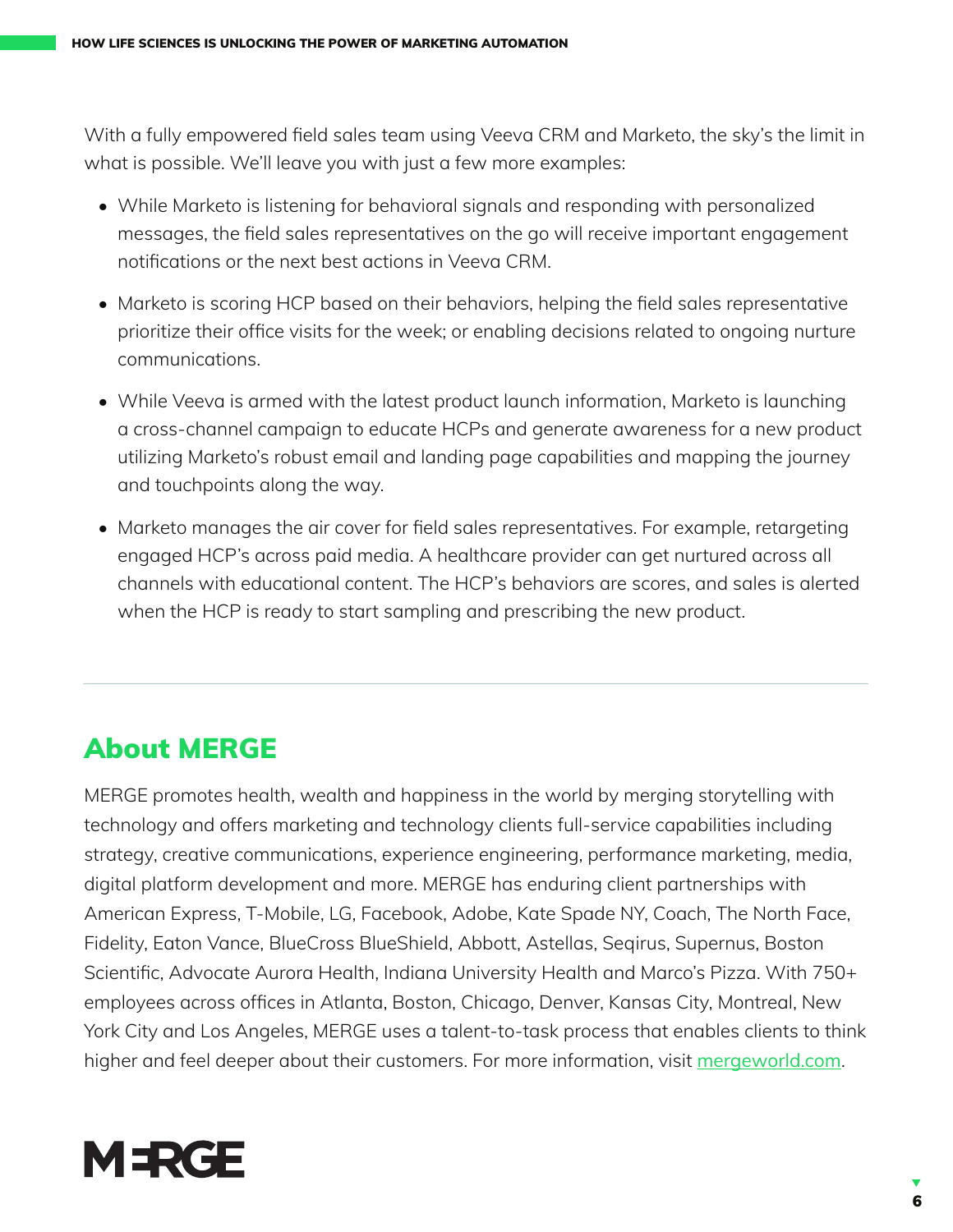With a fully empowered field sales team using Veeva CRM and Marketo, the sky's the limit in what is possible. We'll leave you with just a few more examples:

- While Marketo is listening for behavioral signals and responding with personalized messages, the field sales representatives on the go will receive important engagement notifications or the next best actions in Veeva CRM.
- Marketo is scoring HCP based on their behaviors, helping the field sales representative prioritize their office visits for the week; or enabling decisions related to ongoing nurture communications.
- While Veeva is armed with the latest product launch information, Marketo is launching a cross-channel campaign to educate HCPs and generate awareness for a new product utilizing Marketo's robust email and landing page capabilities and mapping the journey and touchpoints along the way.
- Marketo manages the air cover for field sales representatives. For example, retargeting engaged HCP's across paid media. A healthcare provider can get nurtured across all channels with educational content. The HCP's behaviors are scores, and sales is alerted when the HCP is ready to start sampling and prescribing the new product.

---

## About MERGE

MERGE promotes health, wealth and happiness in the world by merging storytelling with technology and offers marketing and technology clients full-service capabilities including strategy, creative communications, experience engineering, performance marketing, media, digital platform development and more. MERGE has enduring client partnerships with American Express, T-Mobile, LG, Facebook, Adobe, Kate Spade NY, Coach, The North Face, Fidelity, Eaton Vance, BlueCross BlueShield, Abbott, Astellas, Seqirus, Supernus, Boston Scientific, Advocate Aurora Health, Indiana University Health and Marco's Pizza. With 750+ employees across offices in Atlanta, Boston, Chicago, Denver, Kansas City, Montreal, New York City and Los Angeles, MERGE uses a talent-to-task process that enables clients to think higher and feel deeper about their customers. For more information, visit [mergeworld.com](mergeworld.com).

MERGE